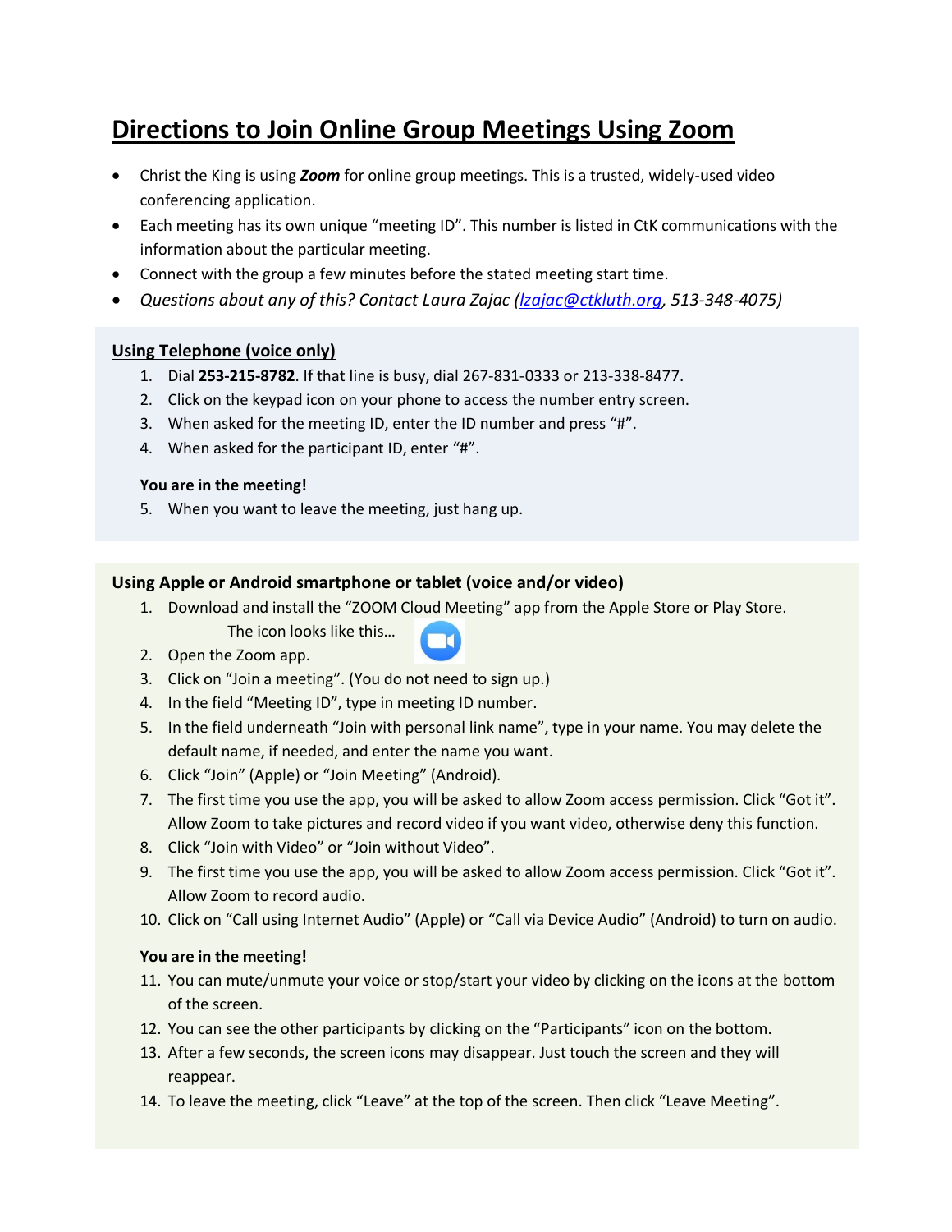# Directions to Join Online Group Meetings Using Zoom

- Christ the King is using ***Zoom*** for online group meetings. This is a trusted, widely-used video conferencing application.
- Each meeting has its own unique “meeting ID”. This number is listed in CtK communications with the information about the particular meeting.
- Connect with the group a few minutes before the stated meeting start time.
- *Questions about any of this? Contact Laura Zajac (lzajac@ctkluth.org, 513-348-4075)*

## Using Telephone (voice only)

1. Dial **253-215-8782**. If that line is busy, dial 267-831-0333 or 213-338-8477.
2. Click on the keypad icon on your phone to access the number entry screen.
3. When asked for the meeting ID, enter the ID number and press “#”.
4. When asked for the participant ID, enter “#”.

**You are in the meeting!**

5. When you want to leave the meeting, just hang up.

## Using Apple or Android smartphone or tablet (voice and/or video)

1. Download and install the “ZOOM Cloud Meeting” app from the Apple Store or Play Store.
   The icon looks like this…
2. Open the Zoom app.
3. Click on “Join a meeting”. (You do not need to sign up.)
4. In the field “Meeting ID”, type in meeting ID number.
5. In the field underneath “Join with personal link name”, type in your name. You may delete the default name, if needed, and enter the name you want.
6. Click “Join” (Apple) or “Join Meeting” (Android).
7. The first time you use the app, you will be asked to allow Zoom access permission. Click “Got it”. Allow Zoom to take pictures and record video if you want video, otherwise deny this function.
8. Click “Join with Video” or “Join without Video”.
9. The first time you use the app, you will be asked to allow Zoom access permission. Click “Got it”. Allow Zoom to record audio.
10. Click on “Call using Internet Audio” (Apple) or “Call via Device Audio” (Android) to turn on audio.

**You are in the meeting!**

11. You can mute/unmute your voice or stop/start your video by clicking on the icons at the bottom of the screen.
12. You can see the other participants by clicking on the “Participants” icon on the bottom.
13. After a few seconds, the screen icons may disappear. Just touch the screen and they will reappear.
14. To leave the meeting, click “Leave” at the top of the screen. Then click “Leave Meeting”.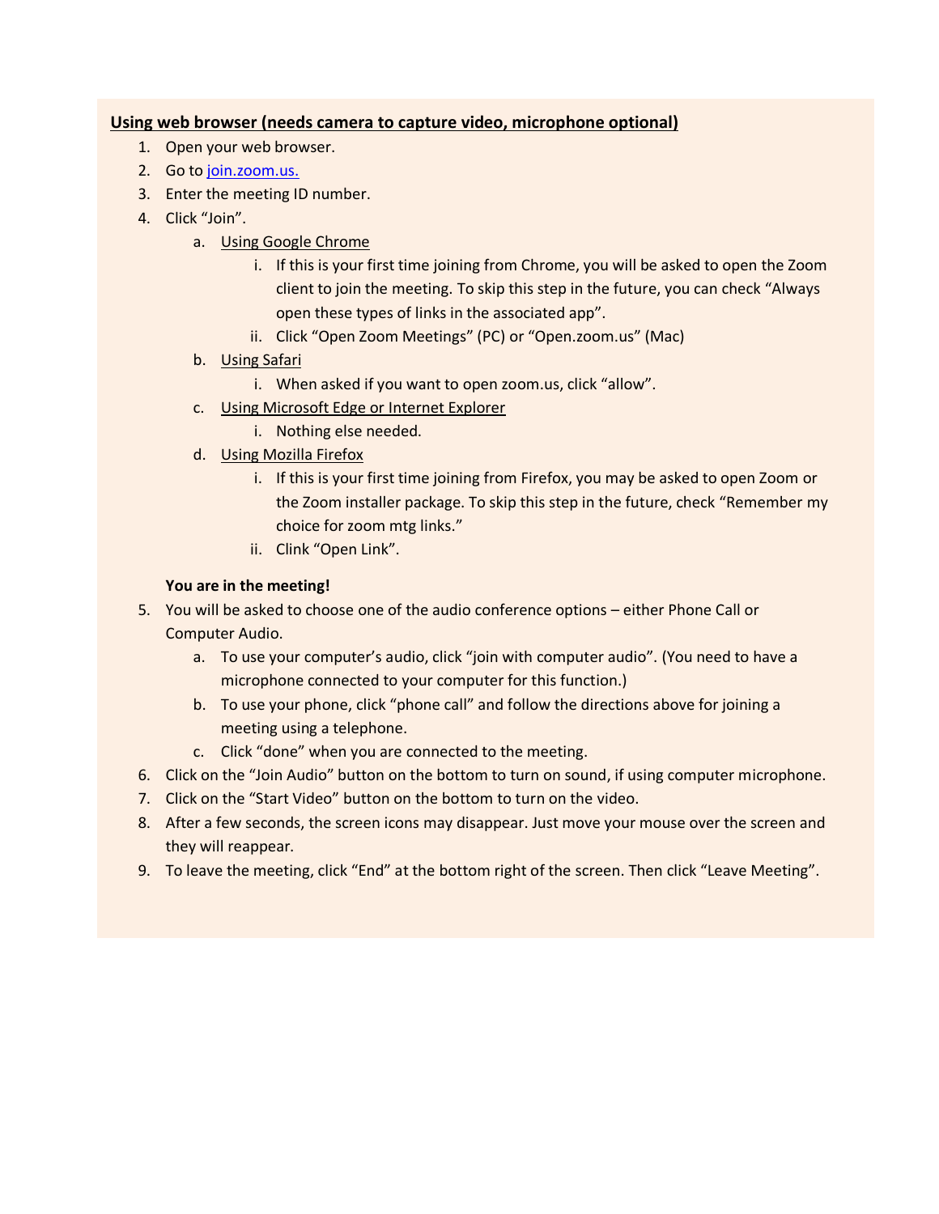**<u>Using web browser (needs camera to capture video, microphone optional)</u>**

1. Open your web browser.
2. Go to [join.zoom.us.](join.zoom.us)
3. Enter the meeting ID number.
4. Click “Join”.
    a. <u>Using Google Chrome</u>
        i. If this is your first time joining from Chrome, you will be asked to open the Zoom client to join the meeting. To skip this step in the future, you can check “Always open these types of links in the associated app”.
        ii. Click “Open Zoom Meetings” (PC) or “Open.zoom.us” (Mac)
    b. <u>Using Safari</u>
        i. When asked if you want to open zoom.us, click “allow”.
    c. <u>Using Microsoft Edge or Internet Explorer</u>
        i. Nothing else needed.
    d. <u>Using Mozilla Firefox</u>
        i. If this is your first time joining from Firefox, you may be asked to open Zoom or the Zoom installer package. To skip this step in the future, check “Remember my choice for zoom mtg links.”
        ii. Clink “Open Link”.

    **You are in the meeting!**

5. You will be asked to choose one of the audio conference options – either Phone Call or Computer Audio.
    a. To use your computer’s audio, click “join with computer audio”. (You need to have a microphone connected to your computer for this function.)
    b. To use your phone, click “phone call” and follow the directions above for joining a meeting using a telephone.
    c. Click “done” when you are connected to the meeting.
6. Click on the “Join Audio” button on the bottom to turn on sound, if using computer microphone.
7. Click on the “Start Video” button on the bottom to turn on the video.
8. After a few seconds, the screen icons may disappear. Just move your mouse over the screen and they will reappear.
9. To leave the meeting, click “End” at the bottom right of the screen. Then click “Leave Meeting”.